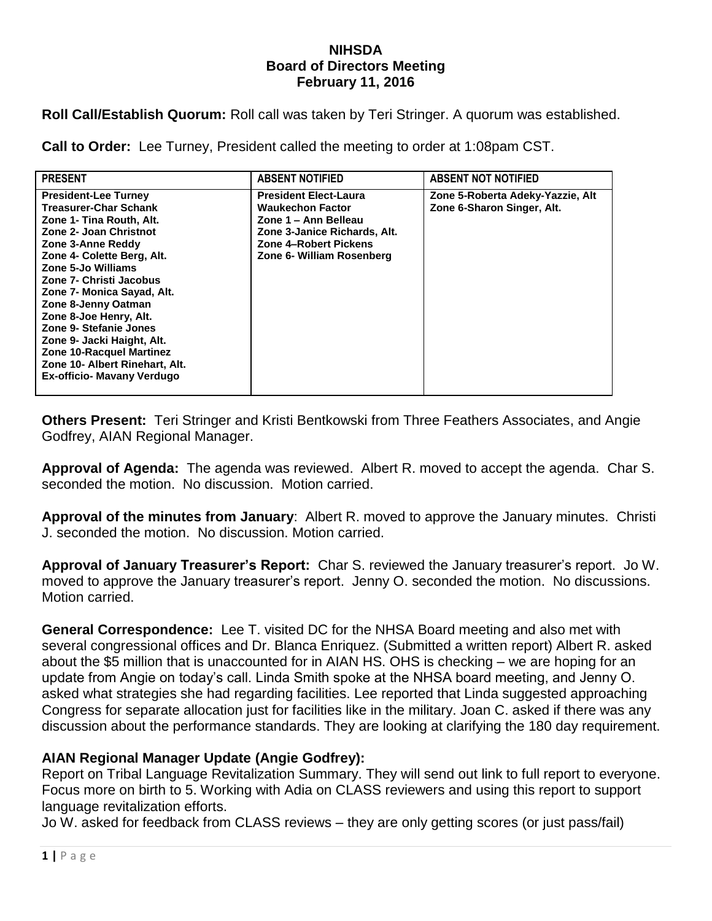# NIHSDA
## Board of Directors Meeting
## February 11, 2016

**Roll Call/Establish Quorum:** Roll call was taken by Teri Stringer. A quorum was established.

**Call to Order:** Lee Turney, President called the meeting to order at 1:08pm CST.

| PRESENT | ABSENT NOTIFIED | ABSENT NOT NOTIFIED |
|---|---|---|
| President-Lee Turney<br>Treasurer-Char Schank<br>Zone 1- Tina Routh, Alt.<br>Zone 2- Joan Christnot<br>Zone 3-Anne Reddy<br>Zone 4- Colette Berg, Alt.<br>Zone 5-Jo Williams<br>Zone 7- Christi Jacobus<br>Zone 7- Monica Sayad, Alt.<br>Zone 8-Jenny Oatman<br>Zone 8-Joe Henry, Alt.<br>Zone 9- Stefanie Jones<br>Zone 9- Jacki Haight, Alt.<br>Zone 10-Racquel Martinez<br>Zone 10- Albert Rinehart, Alt.<br>Ex-officio- Mavany Verdugo | President Elect-Laura Waukechon Factor<br>Zone 1 – Ann Belleau<br>Zone 3-Janice Richards, Alt.<br>Zone 4–Robert Pickens<br>Zone 6- William Rosenberg | Zone 5-Roberta Adeky-Yazzie, Alt<br>Zone 6-Sharon Singer, Alt. |

**Others Present:** Teri Stringer and Kristi Bentkowski from Three Feathers Associates, and Angie Godfrey, AIAN Regional Manager.

**Approval of Agenda:** The agenda was reviewed. Albert R. moved to accept the agenda. Char S. seconded the motion. No discussion. Motion carried.

**Approval of the minutes from January**: Albert R. moved to approve the January minutes. Christi J. seconded the motion. No discussion. Motion carried.

**Approval of January Treasurer's Report:** Char S. reviewed the January treasurer's report. Jo W. moved to approve the January treasurer's report. Jenny O. seconded the motion. No discussions. Motion carried.

**General Correspondence:** Lee T. visited DC for the NHSA Board meeting and also met with several congressional offices and Dr. Blanca Enriquez. (Submitted a written report) Albert R. asked about the $5 million that is unaccounted for in AIAN HS. OHS is checking – we are hoping for an update from Angie on today's call. Linda Smith spoke at the NHSA board meeting, and Jenny O. asked what strategies she had regarding facilities. Lee reported that Linda suggested approaching Congress for separate allocation just for facilities like in the military. Joan C. asked if there was any discussion about the performance standards. They are looking at clarifying the 180 day requirement.

**AIAN Regional Manager Update (Angie Godfrey):**

Report on Tribal Language Revitalization Summary. They will send out link to full report to everyone. Focus more on birth to 5. Working with Adia on CLASS reviewers and using this report to support language revitalization efforts.

Jo W. asked for feedback from CLASS reviews – they are only getting scores (or just pass/fail)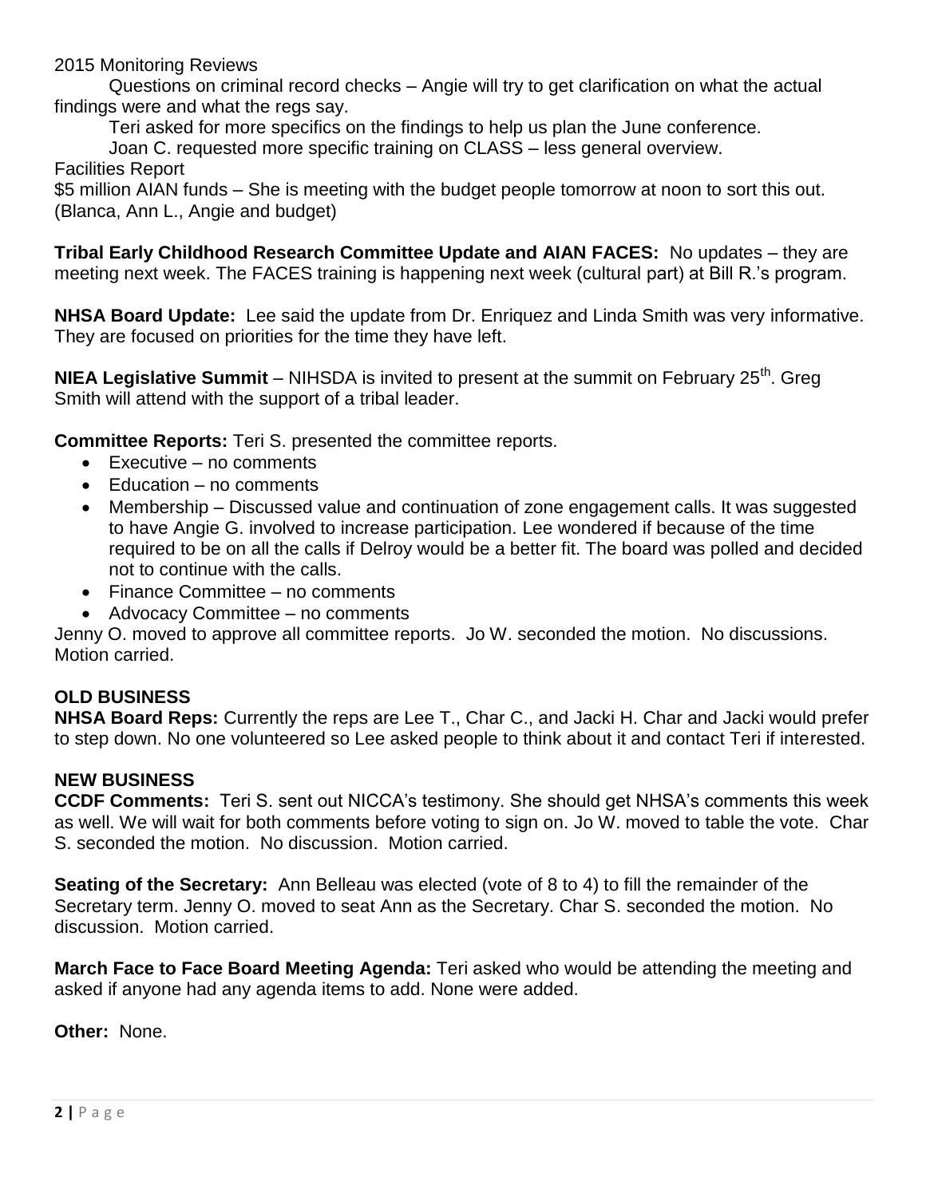2015 Monitoring Reviews

Questions on criminal record checks – Angie will try to get clarification on what the actual findings were and what the regs say.

Teri asked for more specifics on the findings to help us plan the June conference.

Joan C. requested more specific training on CLASS – less general overview.

Facilities Report

$5 million AIAN funds – She is meeting with the budget people tomorrow at noon to sort this out. (Blanca, Ann L., Angie and budget)

**Tribal Early Childhood Research Committee Update and AIAN FACES:** No updates – they are meeting next week. The FACES training is happening next week (cultural part) at Bill R.'s program.

**NHSA Board Update:** Lee said the update from Dr. Enriquez and Linda Smith was very informative. They are focused on priorities for the time they have left.

**NIEA Legislative Summit** – NIHSDA is invited to present at the summit on February 25th. Greg Smith will attend with the support of a tribal leader.

**Committee Reports:** Teri S. presented the committee reports.

- Executive – no comments
- Education – no comments
- Membership – Discussed value and continuation of zone engagement calls. It was suggested to have Angie G. involved to increase participation. Lee wondered if because of the time required to be on all the calls if Delroy would be a better fit. The board was polled and decided not to continue with the calls.
- Finance Committee – no comments
- Advocacy Committee – no comments

Jenny O. moved to approve all committee reports. Jo W. seconded the motion. No discussions. Motion carried.

**OLD BUSINESS**

**NHSA Board Reps:** Currently the reps are Lee T., Char C., and Jacki H. Char and Jacki would prefer to step down. No one volunteered so Lee asked people to think about it and contact Teri if interested.

**NEW BUSINESS**

**CCDF Comments:** Teri S. sent out NICCA's testimony. She should get NHSA's comments this week as well. We will wait for both comments before voting to sign on. Jo W. moved to table the vote. Char S. seconded the motion. No discussion. Motion carried.

**Seating of the Secretary:** Ann Belleau was elected (vote of 8 to 4) to fill the remainder of the Secretary term. Jenny O. moved to seat Ann as the Secretary. Char S. seconded the motion. No discussion. Motion carried.

**March Face to Face Board Meeting Agenda:** Teri asked who would be attending the meeting and asked if anyone had any agenda items to add. None were added.

**Other:** None.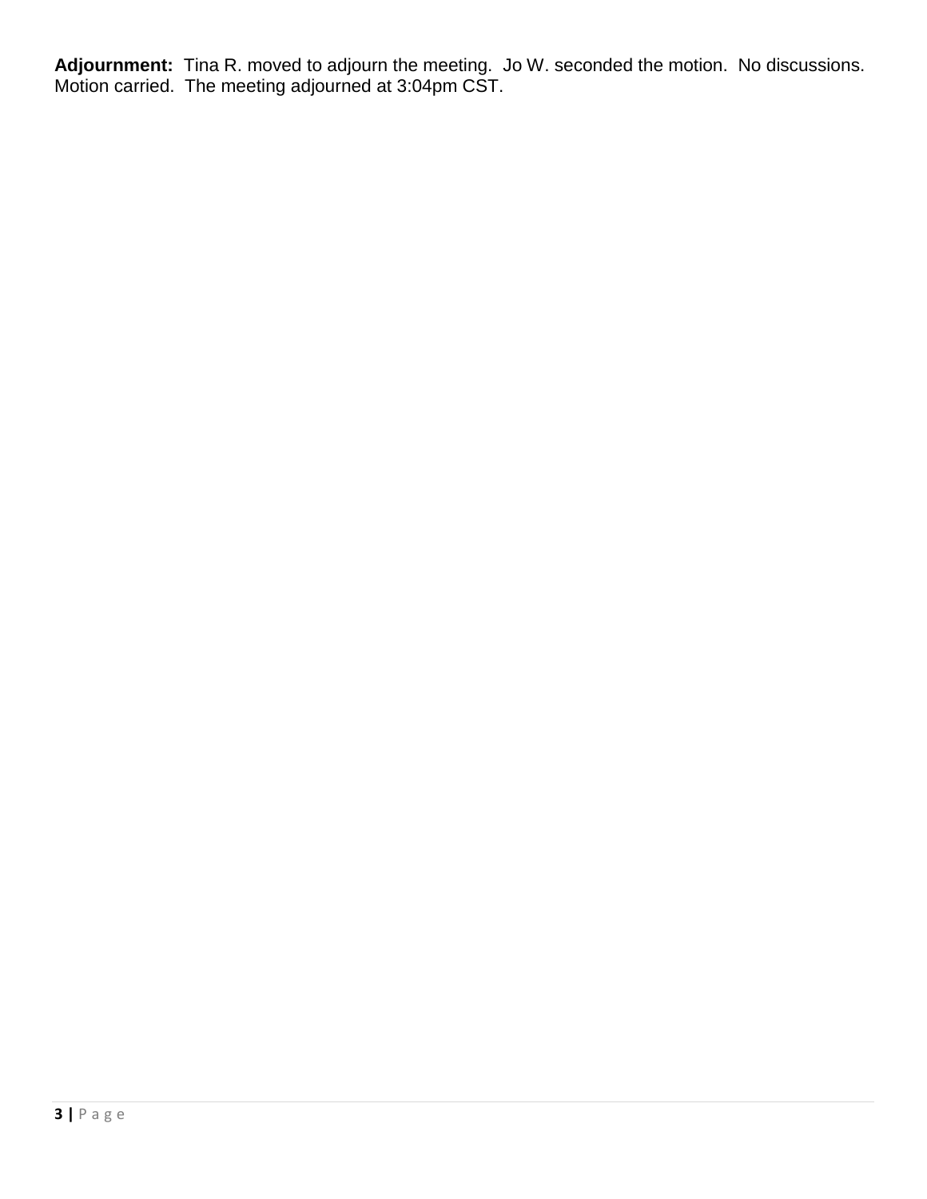**Adjournment:** Tina R. moved to adjourn the meeting. Jo W. seconded the motion. No discussions. Motion carried. The meeting adjourned at 3:04pm CST.